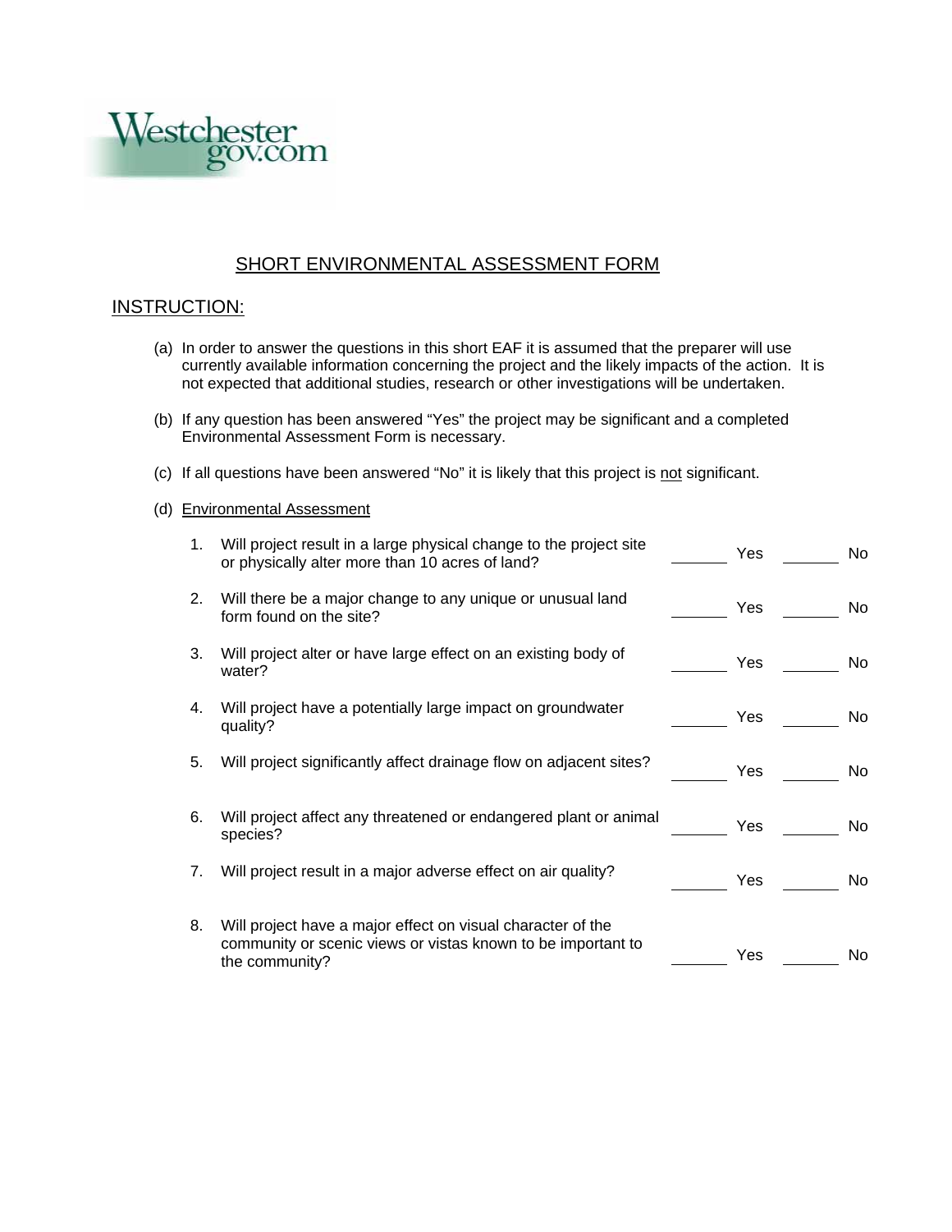Westchester gov.com

# SHORT ENVIRONMENTAL ASSESSMENT FORM

## INSTRUCTION:

(a) In order to answer the questions in this short EAF it is assumed that the preparer will use currently available information concerning the project and the likely impacts of the action. It is not expected that additional studies, research or other investigations will be undertaken.

(b) If any question has been answered "Yes" the project may be significant and a completed Environmental Assessment Form is necessary.

(c) If all questions have been answered "No" it is likely that this project is not significant.

(d) Environmental Assessment

1. Will project result in a large physical change to the project site or physically alter more than 10 acres of land? _______ Yes _______ No

2. Will there be a major change to any unique or unusual land form found on the site? _______ Yes _______ No

3. Will project alter or have large effect on an existing body of water? _______ Yes _______ No

4. Will project have a potentially large impact on groundwater quality? _______ Yes _______ No

5. Will project significantly affect drainage flow on adjacent sites? _______ Yes _______ No

6. Will project affect any threatened or endangered plant or animal species? _______ Yes _______ No

7. Will project result in a major adverse effect on air quality? _______ Yes _______ No

8. Will project have a major effect on visual character of the community or scenic views or vistas known to be important to the community? _______ Yes _______ No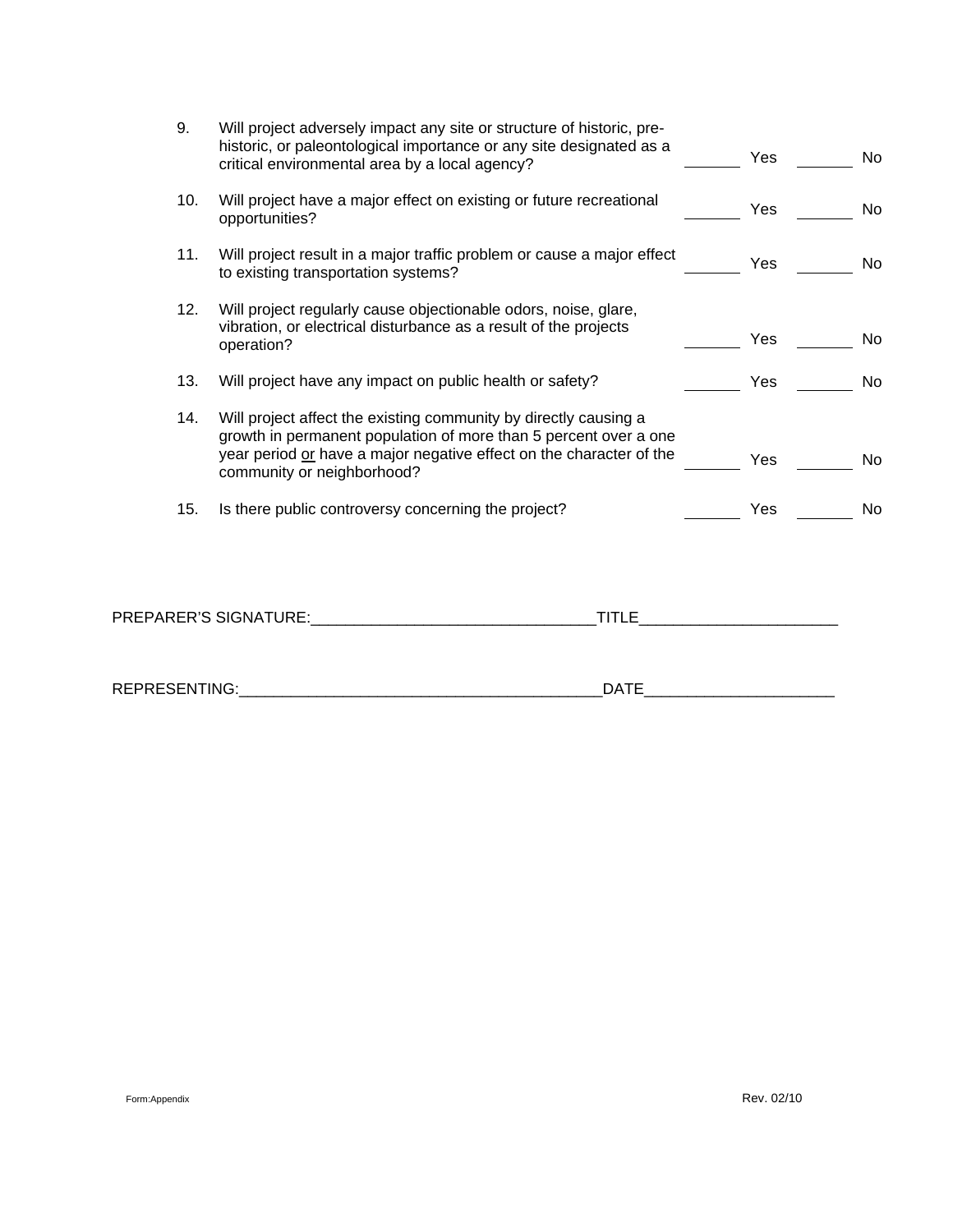9. Will project adversely impact any site or structure of historic, pre-historic, or paleontological importance or any site designated as a critical environmental area by a local agency? _______ Yes _______ No

10. Will project have a major effect on existing or future recreational opportunities? _______ Yes _______ No

11. Will project result in a major traffic problem or cause a major effect to existing transportation systems? _______ Yes _______ No

12. Will project regularly cause objectionable odors, noise, glare, vibration, or electrical disturbance as a result of the projects operation? _______ Yes _______ No

13. Will project have any impact on public health or safety? _______ Yes _______ No

14. Will project affect the existing community by directly causing a growth in permanent population of more than 5 percent over a one year period <u>or</u> have a major negative effect on the character of the community or neighborhood? _______ Yes _______ No

15. Is there public controversy concerning the project? _______ Yes _______ No

PREPARER'S SIGNATURE:________________________________TITLE______________________

REPRESENTING:_________________________________________DATE_____________________

Form:Appendix Rev. 02/10